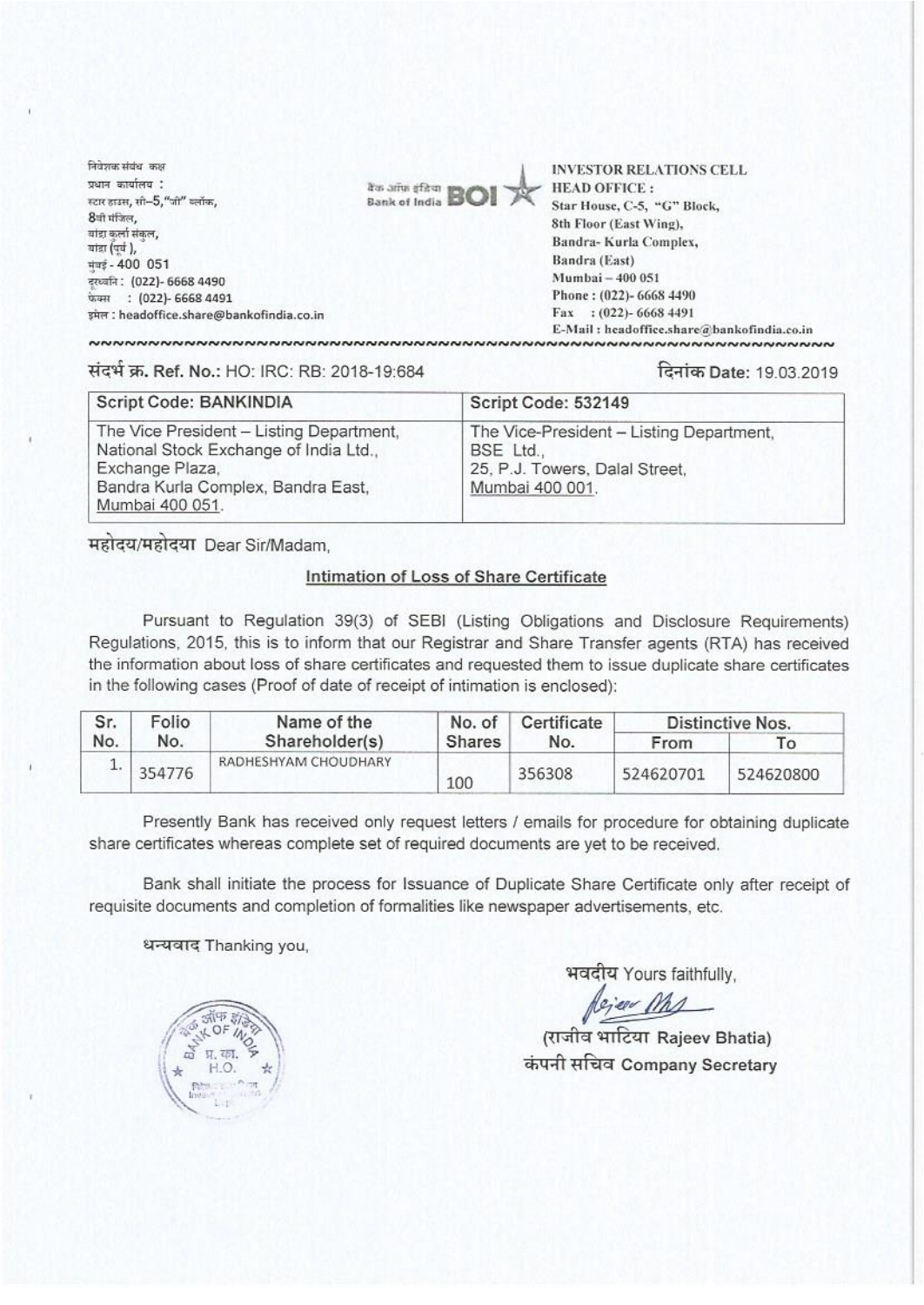निवेशक संबंध कक्ष
प्रधान कार्यालय :
स्टार हाउस, सी–5,"जी" ब्लॉक,
8वी मंज़िल,
बांद्रा कुर्ला संकुल,
बांद्रा (पूर्व ),
मुंबई - 400 051
दूरध्वनि : (022)- 6668 4490
फैक्स : (022)- 6668 4491
ईमेल : headoffice.share@bankofindia.co.in

बैंक ऑफ इंडिया BOI Bank of India

INVESTOR RELATIONS CELL
HEAD OFFICE :
Star House, C-5, "G" Block,
8th Floor (East Wing),
Bandra- Kurla Complex,
Bandra (East)
Mumbai – 400 051
Phone : (022)- 6668 4490
Fax : (022)- 6668 4491
E-Mail : headoffice.share@bankofindia.co.in

संदर्भ क्र. **Ref. No.:** HO: IRC: RB: 2018-19:684

दिनांक **Date:** 19.03.2019

| Script Code: BANKINDIA | Script Code: 532149 |
|---|---|
| The Vice President – Listing Department, National Stock Exchange of India Ltd., Exchange Plaza, Bandra Kurla Complex, Bandra East, Mumbai 400 051. | The Vice-President – Listing Department, BSE Ltd., 25, P.J. Towers, Dalal Street, Mumbai 400 001. |

महोदय/महोदया Dear Sir/Madam,

**Intimation of Loss of Share Certificate**

Pursuant to Regulation 39(3) of SEBI (Listing Obligations and Disclosure Requirements) Regulations, 2015, this is to inform that our Registrar and Share Transfer agents (RTA) has received the information about loss of share certificates and requested them to issue duplicate share certificates in the following cases (Proof of date of receipt of intimation is enclosed):

| Sr. No. | Folio No. | Name of the Shareholder(s) | No. of Shares | Certificate No. | Distinctive Nos. | |
|---|---|---|---|---|---|---|
| | | | | | From | To |
| 1. | 354776 | RADHESHYAM CHOUDHARY | 100 | 356308 | 524620701 | 524620800 |

Presently Bank has received only request letters / emails for procedure for obtaining duplicate share certificates whereas complete set of required documents are yet to be received.

Bank shall initiate the process for Issuance of Duplicate Share Certificate only after receipt of requisite documents and completion of formalities like newspaper advertisements, etc.

धन्यवाद Thanking you,

भवदीय Yours faithfully,

(राजीव भाटिया Rajeev Bhatia)
कंपनी सचिव Company Secretary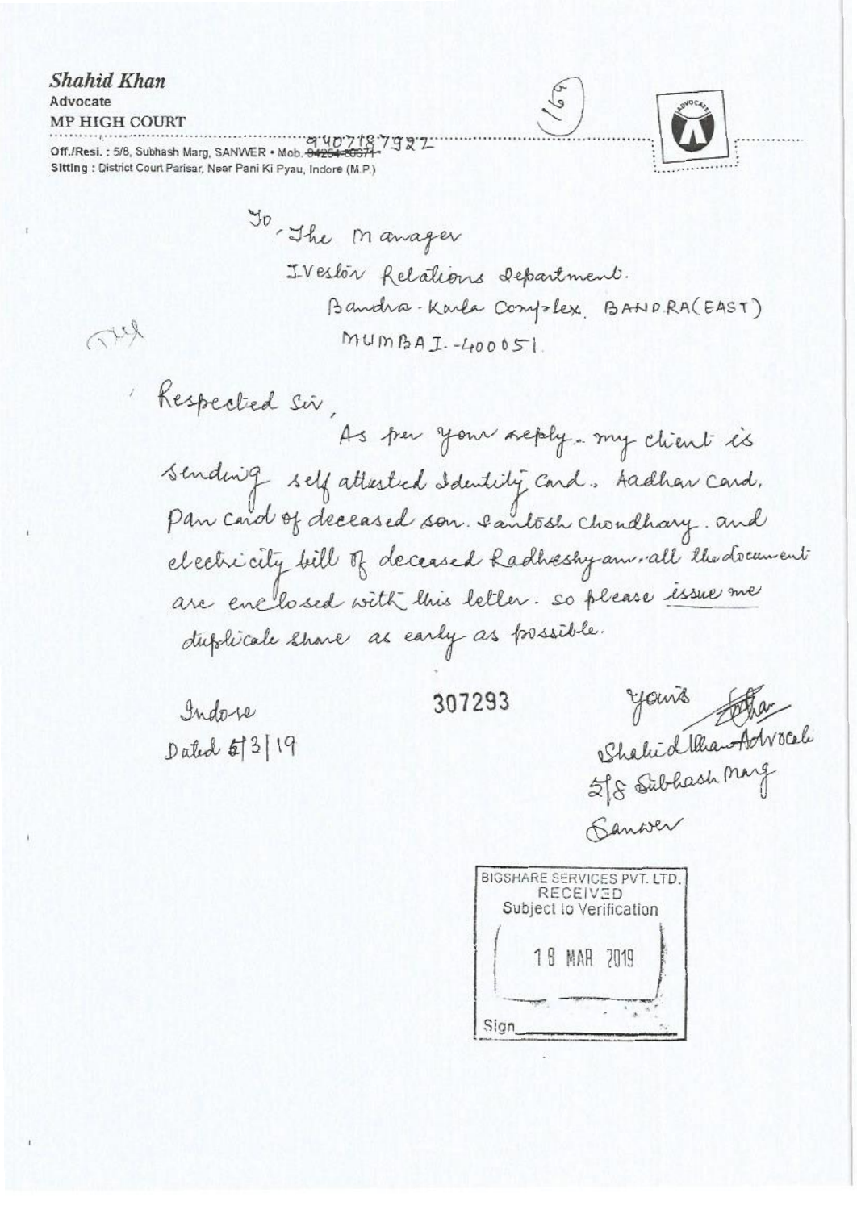***Shahid Khan***
Advocate
MP HIGH COURT

Off./Resi. : 5/8, Subhash Marg, SANWER • Mob. ~~94254-80671~~ 9407187922
Sitting : District Court Parisar, Near Pani Ki Pyau, Indore (M.P.)

(169)

To, The Manager
Iveslor Relations Department.
Bandra-Kurla Complex, BANDRA(EAST)
MUMBAI-400051.

Respected Sir,

As per your reply. my client is sending self attested Identity Card, Aadhar Card, Pan Card of deceased son. Santosh Choudhary. and electricity bill of deceased Radheshyam. all the document are enclosed with this letter. so please issue me duplicate share as early as possible.

Indore
Dated 5/3/19

307293

Yours
Shahid Khan Advocate
5/8 Subhash Marg
Sanwer

BIGSHARE SERVICES PVT. LTD.
RECEIVED
Subject to Verification
18 MAR 2019
Sign